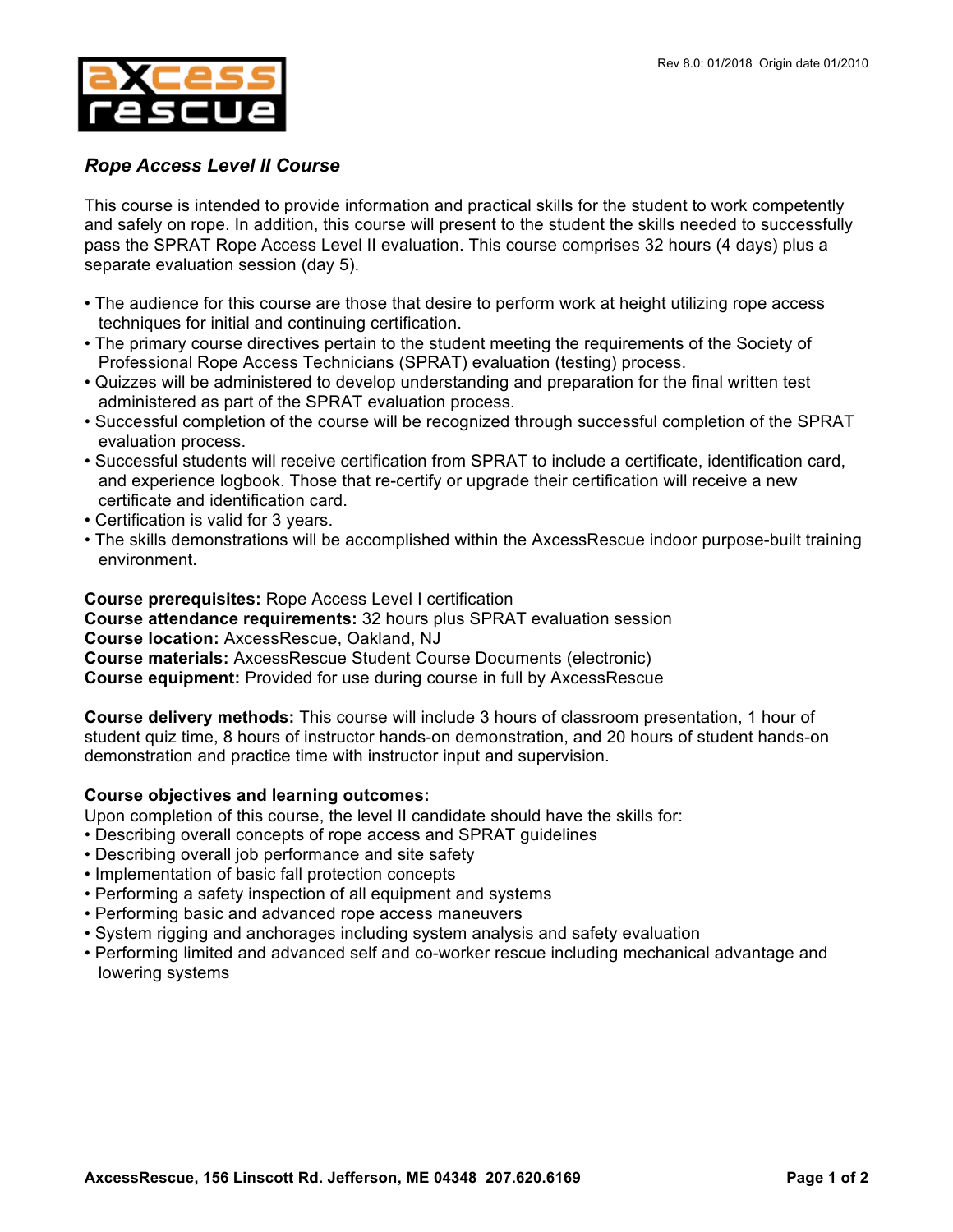Rev 8.0: 01/2018  Origin date 01/2010

## *Rope Access Level II Course*

This course is intended to provide information and practical skills for the student to work competently and safely on rope. In addition, this course will present to the student the skills needed to successfully pass the SPRAT Rope Access Level II evaluation. This course comprises 32 hours (4 days) plus a separate evaluation session (day 5).

- The audience for this course are those that desire to perform work at height utilizing rope access techniques for initial and continuing certification.
- The primary course directives pertain to the student meeting the requirements of the Society of Professional Rope Access Technicians (SPRAT) evaluation (testing) process.
- Quizzes will be administered to develop understanding and preparation for the final written test administered as part of the SPRAT evaluation process.
- Successful completion of the course will be recognized through successful completion of the SPRAT evaluation process.
- Successful students will receive certification from SPRAT to include a certificate, identification card, and experience logbook. Those that re-certify or upgrade their certification will receive a new certificate and identification card.
- Certification is valid for 3 years.
- The skills demonstrations will be accomplished within the AxcessRescue indoor purpose-built training environment.

**Course prerequisites:** Rope Access Level I certification
**Course attendance requirements:** 32 hours plus SPRAT evaluation session
**Course location:** AxcessRescue, Oakland, NJ
**Course materials:** AxcessRescue Student Course Documents (electronic)
**Course equipment:** Provided for use during course in full by AxcessRescue

**Course delivery methods:** This course will include 3 hours of classroom presentation, 1 hour of student quiz time, 8 hours of instructor hands-on demonstration, and 20 hours of student hands-on demonstration and practice time with instructor input and supervision.

**Course objectives and learning outcomes:**
Upon completion of this course, the level II candidate should have the skills for:
- Describing overall concepts of rope access and SPRAT guidelines
- Describing overall job performance and site safety
- Implementation of basic fall protection concepts
- Performing a safety inspection of all equipment and systems
- Performing basic and advanced rope access maneuvers
- System rigging and anchorages including system analysis and safety evaluation
- Performing limited and advanced self and co-worker rescue including mechanical advantage and lowering systems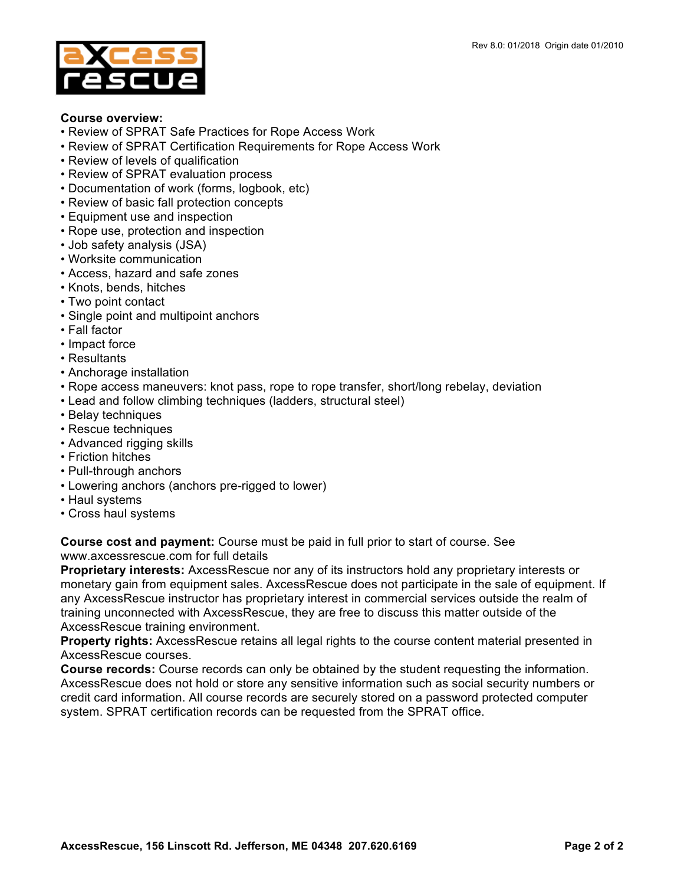**Course overview:**

- Review of SPRAT Safe Practices for Rope Access Work
- Review of SPRAT Certification Requirements for Rope Access Work
- Review of levels of qualification
- Review of SPRAT evaluation process
- Documentation of work (forms, logbook, etc)
- Review of basic fall protection concepts
- Equipment use and inspection
- Rope use, protection and inspection
- Job safety analysis (JSA)
- Worksite communication
- Access, hazard and safe zones
- Knots, bends, hitches
- Two point contact
- Single point and multipoint anchors
- Fall factor
- Impact force
- Resultants
- Anchorage installation
- Rope access maneuvers: knot pass, rope to rope transfer, short/long rebelay, deviation
- Lead and follow climbing techniques (ladders, structural steel)
- Belay techniques
- Rescue techniques
- Advanced rigging skills
- Friction hitches
- Pull-through anchors
- Lowering anchors (anchors pre-rigged to lower)
- Haul systems
- Cross haul systems

**Course cost and payment:** Course must be paid in full prior to start of course. See www.axcessrescue.com for full details

**Proprietary interests:** AxcessRescue nor any of its instructors hold any proprietary interests or monetary gain from equipment sales. AxcessRescue does not participate in the sale of equipment. If any AxcessRescue instructor has proprietary interest in commercial services outside the realm of training unconnected with AxcessRescue, they are free to discuss this matter outside of the AxcessRescue training environment.

**Property rights:** AxcessRescue retains all legal rights to the course content material presented in AxcessRescue courses.

**Course records:** Course records can only be obtained by the student requesting the information. AxcessRescue does not hold or store any sensitive information such as social security numbers or credit card information. All course records are securely stored on a password protected computer system. SPRAT certification records can be requested from the SPRAT office.